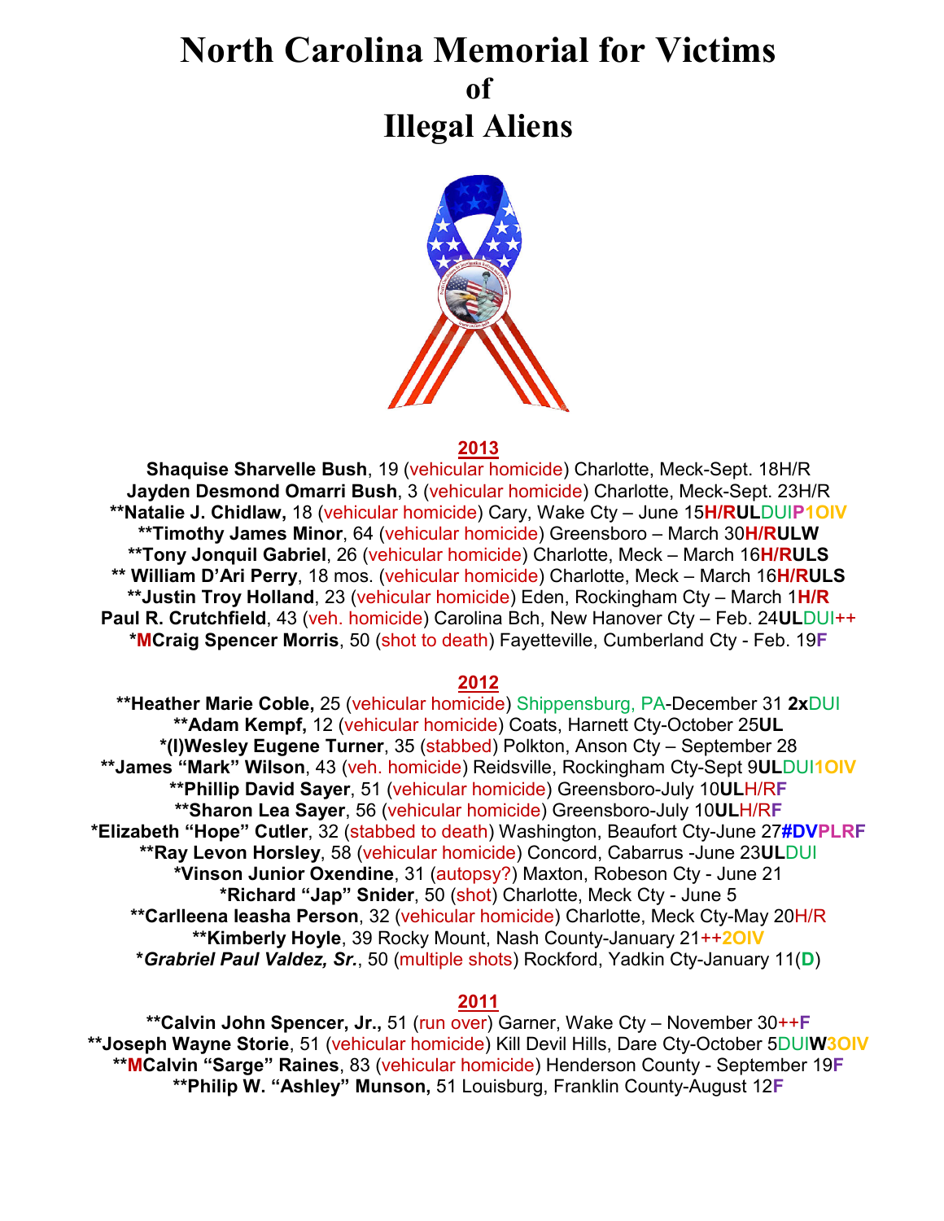# North Carolina Memorial for Victims of Illegal Aliens

## 2013

**Shaquise Sharvelle Bush**, 19 (vehicular homicide) Charlotte, Meck-Sept. 18H/R
**Jayden Desmond Omarri Bush**, 3 (vehicular homicide) Charlotte, Meck-Sept. 23H/R
****Natalie J. Chidlaw,** 18 (vehicular homicide) Cary, Wake Cty – June 15**H/RUL**DUI**P1OIV**
****Timothy James Minor**, 64 (vehicular homicide) Greensboro – March 30**H/RULW**
****Tony Jonquil Gabriel**, 26 (vehicular homicide) Charlotte, Meck – March 16**H/RULS**
**** William D'Ari Perry**, 18 mos. (vehicular homicide) Charlotte, Meck – March 16**H/RULS**
****Justin Troy Holland**, 23 (vehicular homicide) Eden, Rockingham Cty – March 1**H/R**
**Paul R. Crutchfield**, 43 (veh. homicide) Carolina Bch, New Hanover Cty – Feb. 24**UL**DUI++
***MCraig Spencer Morris**, 50 (shot to death) Fayetteville, Cumberland Cty - Feb. 19**F**

## 2012

****Heather Marie Coble,** 25 (vehicular homicide) Shippensburg, PA-December 31 **2x**DUI
****Adam Kempf,** 12 (vehicular homicide) Coats, Harnett Cty-October 25**UL**
***(I)Wesley Eugene Turner**, 35 (stabbed) Polkton, Anson Cty – September 28
****James "Mark" Wilson**, 43 (veh. homicide) Reidsville, Rockingham Cty-Sept 9**UL**DUI**1OIV**
****Phillip David Sayer**, 51 (vehicular homicide) Greensboro-July 10**UL**H/R**F**
****Sharon Lea Sayer**, 56 (vehicular homicide) Greensboro-July 10**UL**H/R**F**
***Elizabeth "Hope" Cutler**, 32 (stabbed to death) Washington, Beaufort Cty-June 27**#DVPLRF**
****Ray Levon Horsley**, 58 (vehicular homicide) Concord, Cabarrus -June 23**UL**DUI
***Vinson Junior Oxendine**, 31 (autopsy?) Maxton, Robeson Cty - June 21
***Richard "Jap" Snider**, 50 (shot) Charlotte, Meck Cty - June 5
****Carlleena Ieasha Person**, 32 (vehicular homicide) Charlotte, Meck Cty-May 20H/R
****Kimberly Hoyle**, 39 Rocky Mount, Nash County-January 21++**2OIV**
****Grabriel Paul Valdez, Sr.***, 50 (multiple shots) Rockford, Yadkin Cty-January 11(**D**)

## 2011

****Calvin John Spencer, Jr.,** 51 (run over) Garner, Wake Cty – November 30++**F**
****Joseph Wayne Storie**, 51 (vehicular homicide) Kill Devil Hills, Dare Cty-October 5DUI**W3OIV**
****MCalvin "Sarge" Raines**, 83 (vehicular homicide) Henderson County - September 19**F**
****Philip W. "Ashley" Munson,** 51 Louisburg, Franklin County-August 12**F**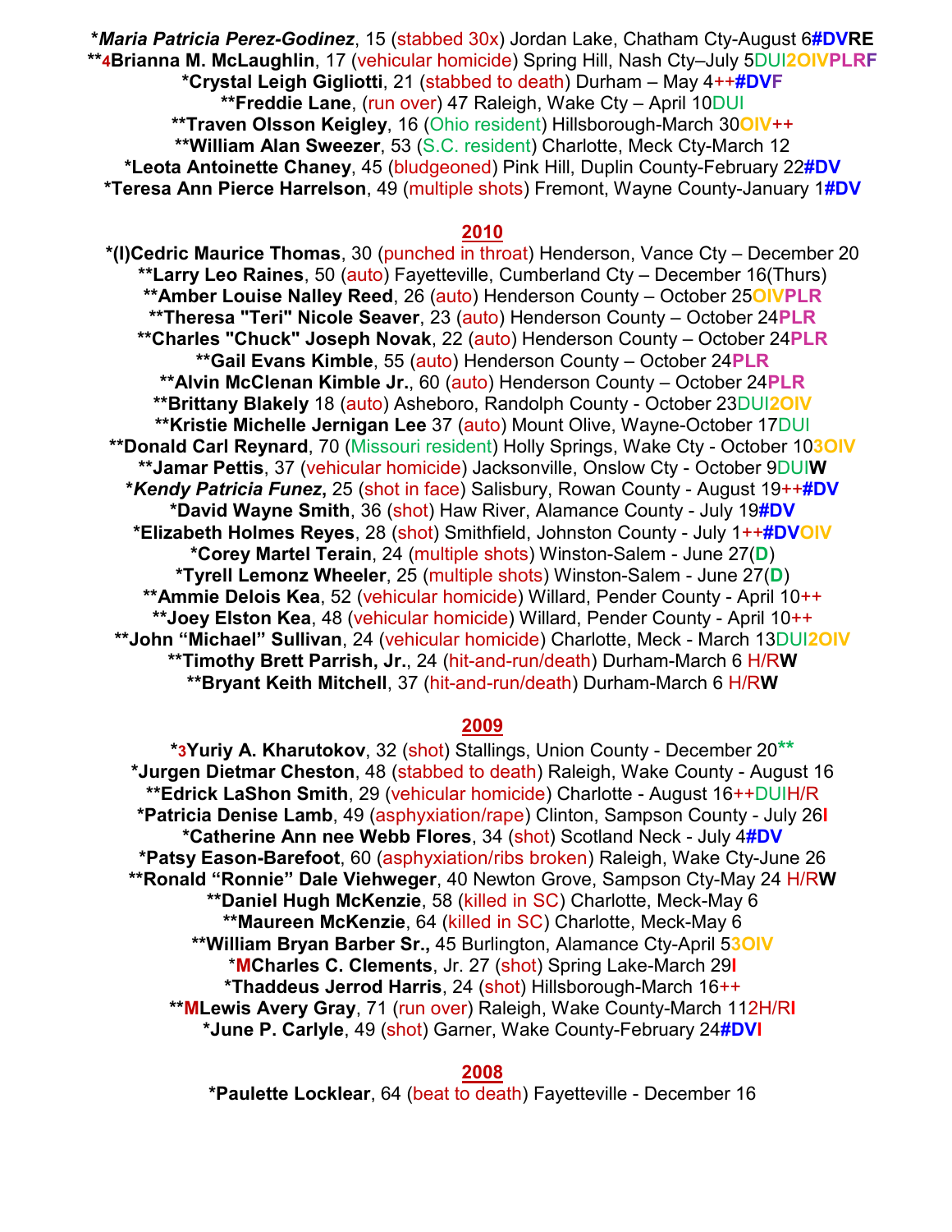***Maria Patricia Perez-Godinez**, 15 (stabbed 30x) Jordan Lake, Chatham Cty-August 6#DVRE
**4**Brianna M. McLaughlin**, 17 (vehicular homicide) Spring Hill, Nash Cty–July 5DUI2OIVPLRF
***Crystal Leigh Gigliotti**, 21 (stabbed to death) Durham – May 4++#DVF
****Freddie Lane**, (run over) 47 Raleigh, Wake Cty – April 10DUI
****Traven Olsson Keigley**, 16 (Ohio resident) Hillsborough-March 30OIV++
****William Alan Sweezer**, 53 (S.C. resident) Charlotte, Meck Cty-March 12
***Leota Antoinette Chaney**, 45 (bludgeoned) Pink Hill, Duplin County-February 22#DV
***Teresa Ann Pierce Harrelson**, 49 (multiple shots) Fremont, Wayne County-January 1#DV

## 2010

***(I)Cedric Maurice Thomas**, 30 (punched in throat) Henderson, Vance Cty – December 20
****Larry Leo Raines**, 50 (auto) Fayetteville, Cumberland Cty – December 16(Thurs)
****Amber Louise Nalley Reed**, 26 (auto) Henderson County – October 25OIVPLR
****Theresa "Teri" Nicole Seaver**, 23 (auto) Henderson County – October 24PLR
****Charles "Chuck" Joseph Novak**, 22 (auto) Henderson County – October 24PLR
****Gail Evans Kimble**, 55 (auto) Henderson County – October 24PLR
****Alvin McClenan Kimble Jr.**, 60 (auto) Henderson County – October 24PLR
****Brittany Blakely** 18 (auto) Asheboro, Randolph County - October 23DUI2OIV
****Kristie Michelle Jernigan Lee** 37 (auto) Mount Olive, Wayne-October 17DUI
****Donald Carl Reynard**, 70 (Missouri resident) Holly Springs, Wake Cty - October 103OIV
****Jamar Pettis**, 37 (vehicular homicide) Jacksonville, Onslow Cty - October 9DUIW
***Kendy Patricia Funez**, 25 (shot in face) Salisbury, Rowan County - August 19++#DV
***David Wayne Smith**, 36 (shot) Haw River, Alamance County - July 19#DV
***Elizabeth Holmes Reyes**, 28 (shot) Smithfield, Johnston County - July 1++#DVOIV
***Corey Martel Terain**, 24 (multiple shots) Winston-Salem - June 27(D)
***Tyrell Lemonz Wheeler**, 25 (multiple shots) Winston-Salem - June 27(D)
****Ammie Delois Kea**, 52 (vehicular homicide) Willard, Pender County - April 10++
****Joey Elston Kea**, 48 (vehicular homicide) Willard, Pender County - April 10++
****John "Michael" Sullivan**, 24 (vehicular homicide) Charlotte, Meck - March 13DUI2OIV
****Timothy Brett Parrish, Jr.**, 24 (hit-and-run/death) Durham-March 6 H/RW
****Bryant Keith Mitchell**, 37 (hit-and-run/death) Durham-March 6 H/RW

## 2009

*3**Yuriy A. Kharutokov**, 32 (shot) Stallings, Union County - December 20**
***Jurgen Dietmar Cheston**, 48 (stabbed to death) Raleigh, Wake County - August 16
****Edrick LaShon Smith**, 29 (vehicular homicide) Charlotte - August 16++DUIH/R
***Patricia Denise Lamb**, 49 (asphyxiation/rape) Clinton, Sampson County - July 26I
***Catherine Ann nee Webb Flores**, 34 (shot) Scotland Neck - July 4#DV
***Patsy Eason-Barefoot**, 60 (asphyxiation/ribs broken) Raleigh, Wake Cty-June 26
****Ronald "Ronnie" Dale Viehweger**, 40 Newton Grove, Sampson Cty-May 24 H/RW
****Daniel Hugh McKenzie**, 58 (killed in SC) Charlotte, Meck-May 6
****Maureen McKenzie**, 64 (killed in SC) Charlotte, Meck-May 6
****William Bryan Barber Sr.**, 45 Burlington, Alamance Cty-April 53OIV
*M**Charles C. Clements**, Jr. 27 (shot) Spring Lake-March 29I
***Thaddeus Jerrod Harris**, 24 (shot) Hillsborough-March 16++
**M**Lewis Avery Gray**, 71 (run over) Raleigh, Wake County-March 112H/RI
***June P. Carlyle**, 49 (shot) Garner, Wake County-February 24#DVI

## 2008

***Paulette Locklear**, 64 (beat to death) Fayetteville - December 16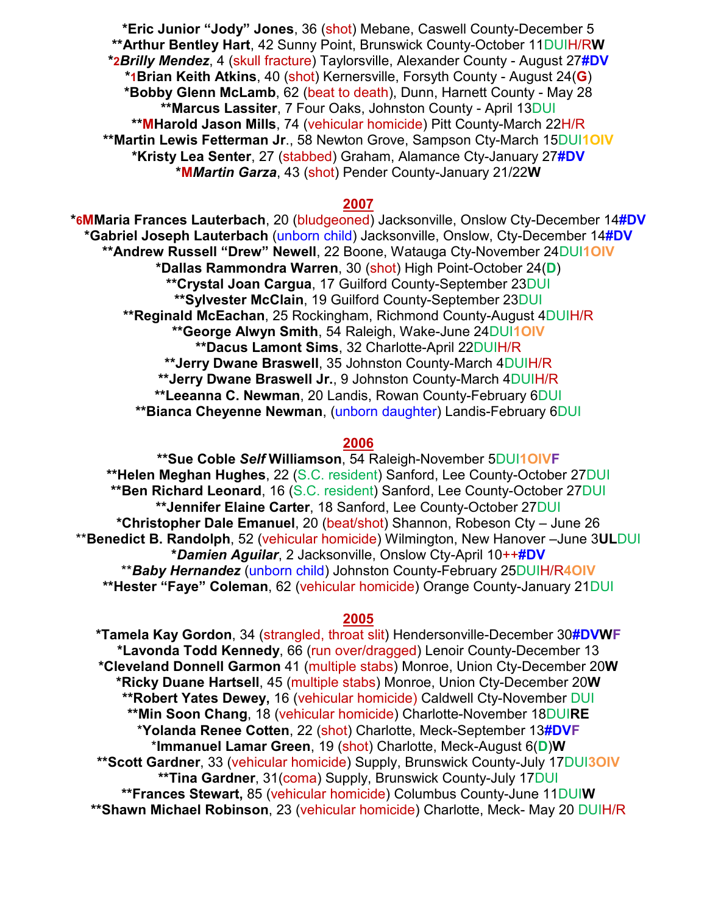**\*Eric Junior "Jody" Jones**, 36 (shot) Mebane, Caswell County-December 5
**\*\*Arthur Bentley Hart**, 42 Sunny Point, Brunswick County-October 11DUIH/R**W**
**\*2*Brilly Mendez***, 4 (skull fracture) Taylorsville, Alexander County - August 27**#DV**
**\*1Brian Keith Atkins**, 40 (shot) Kernersville, Forsyth County - August 24(**G**)
**\*Bobby Glenn McLamb**, 62 (beat to death), Dunn, Harnett County - May 28
**\*\*Marcus Lassiter**, 7 Four Oaks, Johnston County - April 13DUI
**\*\*MHarold Jason Mills**, 74 (vehicular homicide) Pitt County-March 22H/R
**\*\*Martin Lewis Fetterman Jr**., 58 Newton Grove, Sampson Cty-March 15DUI1OIV
**\*Kristy Lea Senter**, 27 (stabbed) Graham, Alamance Cty-January 27**#DV**
**\*M*Martin Garza***, 43 (shot) Pender County-January 21/22**W**

## 2007

**\*6MMaria Frances Lauterbach**, 20 (bludgeoned) Jacksonville, Onslow Cty-December 14**#DV**
**\*Gabriel Joseph Lauterbach** (unborn child) Jacksonville, Onslow, Cty-December 14**#DV**
**\*\*Andrew Russell "Drew" Newell**, 22 Boone, Watauga Cty-November 24DUI1OIV
**\*Dallas Rammondra Warren**, 30 (shot) High Point-October 24(**D**)
**\*\*Crystal Joan Cargua**, 17 Guilford County-September 23DUI
**\*\*Sylvester McClain**, 19 Guilford County-September 23DUI
**\*\*Reginald McEachan**, 25 Rockingham, Richmond County-August 4DUIH/R
**\*\*George Alwyn Smith**, 54 Raleigh, Wake-June 24DUI1OIV
**\*\*Dacus Lamont Sims**, 32 Charlotte-April 22DUIH/R
**\*\*Jerry Dwane Braswell**, 35 Johnston County-March 4DUIH/R
**\*\*Jerry Dwane Braswell Jr.**, 9 Johnston County-March 4DUIH/R
**\*\*Leeanna C. Newman**, 20 Landis, Rowan County-February 6DUI
**\*\*Bianca Cheyenne Newman**, (unborn daughter) Landis-February 6DUI

## 2006

**\*\*Sue Coble *Self* Williamson**, 54 Raleigh-November 5DUI1OIV**F**
**\*\*Helen Meghan Hughes**, 22 (S.C. resident) Sanford, Lee County-October 27DUI
**\*\*Ben Richard Leonard**, 16 (S.C. resident) Sanford, Lee County-October 27DUI
**\*\*Jennifer Elaine Carter**, 18 Sanford, Lee County-October 27DUI
**\*Christopher Dale Emanuel**, 20 (beat/shot) Shannon, Robeson Cty – June 26
\*\***Benedict B. Randolph**, 52 (vehicular homicide) Wilmington, New Hanover –June 3**UL**DUI
**\**Damien Aguilar***, 2 Jacksonville, Onslow Cty-April 10++**#DV**
\*\****Baby Hernandez*** (unborn child) Johnston County-February 25DUIH/R4OIV
**\*\*Hester "Faye" Coleman**, 62 (vehicular homicide) Orange County-January 21DUI

## 2005

**\*Tamela Kay Gordon**, 34 (strangled, throat slit) Hendersonville-December 30**#DVWF**
**\*Lavonda Todd Kennedy**, 66 (run over/dragged) Lenoir County-December 13
**\*Cleveland Donnell Garmon** 41 (multiple stabs) Monroe, Union Cty-December 20**W**
**\*Ricky Duane Hartsell**, 45 (multiple stabs) Monroe, Union Cty-December 20**W**
**\*\*Robert Yates Dewey,** 16 (vehicular homicide) Caldwell Cty-November DUI
**\*\*Min Soon Chang**, 18 (vehicular homicide) Charlotte-November 18DUI**RE**
\***Yolanda Renee Cotten**, 22 (shot) Charlotte, Meck-September 13**#DVF**
\***Immanuel Lamar Green**, 19 (shot) Charlotte, Meck-August 6(**D**)**W**
**\*\*Scott Gardner**, 33 (vehicular homicide) Supply, Brunswick County-July 17DUI3OIV
**\*\*Tina Gardner**, 31(coma) Supply, Brunswick County-July 17DUI
**\*\*Frances Stewart,** 85 (vehicular homicide) Columbus County-June 11DUI**W**
**\*\*Shawn Michael Robinson**, 23 (vehicular homicide) Charlotte, Meck- May 20 DUIH/R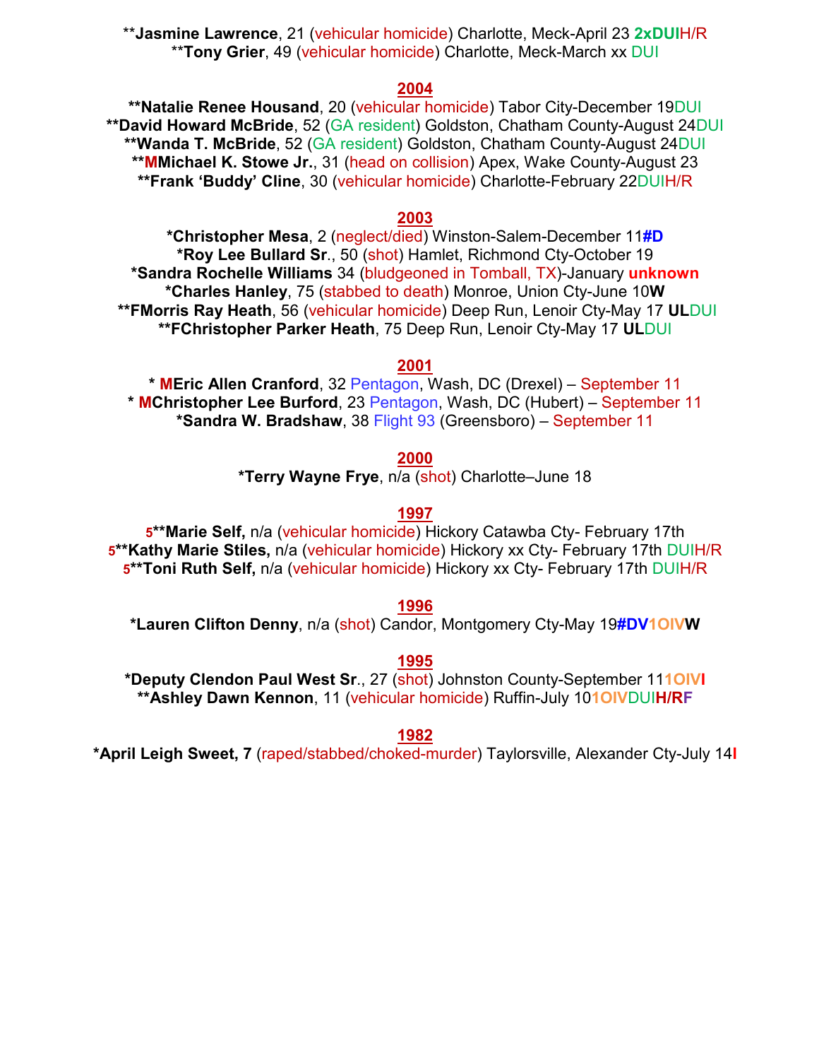**Jasmine Lawrence**, 21 (vehicular homicide) Charlotte, Meck-April 23 **2xDUI**H/R
**Tony Grier**, 49 (vehicular homicide) Charlotte, Meck-March xx DUI

## 2004

****Natalie Renee Housand**, 20 (vehicular homicide) Tabor City-December 19DUI
****David Howard McBride**, 52 (GA resident) Goldston, Chatham County-August 24DUI
****Wanda T. McBride**, 52 (GA resident) Goldston, Chatham County-August 24DUI
****MMichael K. Stowe Jr.**, 31 (head on collision) Apex, Wake County-August 23
****Frank 'Buddy' Cline**, 30 (vehicular homicide) Charlotte-February 22DUIH/R

## 2003

***Christopher Mesa**, 2 (neglect/died) Winston-Salem-December 11**#D**
***Roy Lee Bullard Sr**., 50 (shot) Hamlet, Richmond Cty-October 19
***Sandra Rochelle Williams** 34 (bludgeoned in Tomball, TX)-January **unknown**
***Charles Hanley**, 75 (stabbed to death) Monroe, Union Cty-June 10**W**
****FMorris Ray Heath**, 56 (vehicular homicide) Deep Run, Lenoir Cty-May 17 **UL**DUI
****FChristopher Parker Heath**, 75 Deep Run, Lenoir Cty-May 17 **UL**DUI

## 2001

*** MEric Allen Cranford**, 32 Pentagon, Wash, DC (Drexel) – September 11
*** MChristopher Lee Burford**, 23 Pentagon, Wash, DC (Hubert) – September 11
***Sandra W. Bradshaw**, 38 Flight 93 (Greensboro) – September 11

## 2000

***Terry Wayne Frye**, n/a (shot) Charlotte–June 18

## 1997

5****Marie Self,** n/a (vehicular homicide) Hickory Catawba Cty- February 17th
5****Kathy Marie Stiles,** n/a (vehicular homicide) Hickory xx Cty- February 17th DUIH/R
5****Toni Ruth Self,** n/a (vehicular homicide) Hickory xx Cty- February 17th DUIH/R

## 1996

***Lauren Clifton Denny**, n/a (shot) Candor, Montgomery Cty-May 19**#DV1OIVW**

## 1995

***Deputy Clendon Paul West Sr**., 27 (shot) Johnston County-September 11**1OIVI**
****Ashley Dawn Kennon**, 11 (vehicular homicide) Ruffin-July 10**1OIV**DUI**H/RF**

## 1982

***April Leigh Sweet, 7** (raped/stabbed/choked-murder) Taylorsville, Alexander Cty-July 14**I**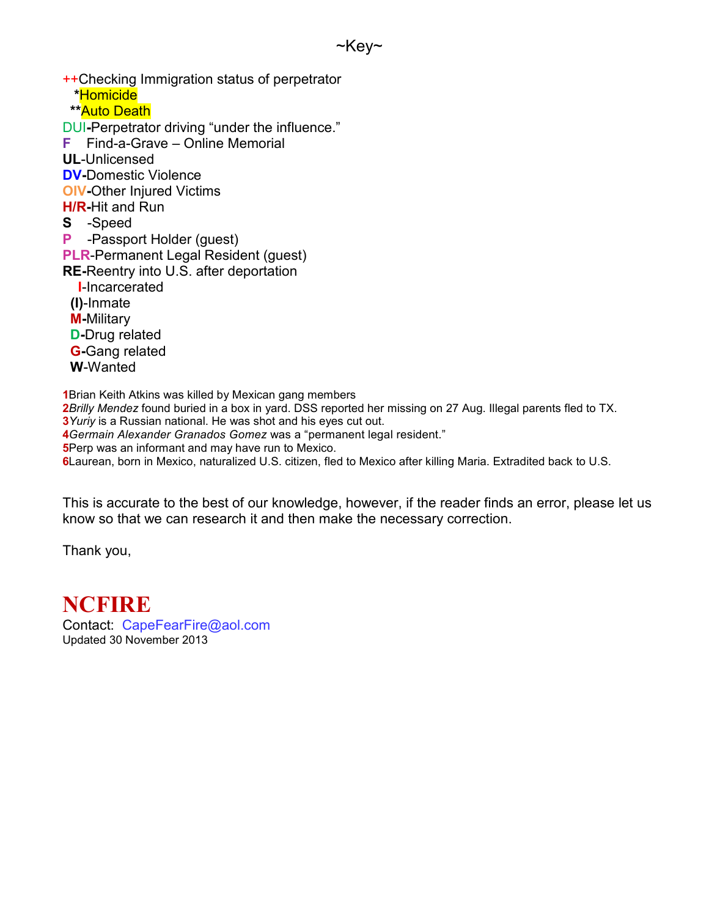# ~Key~

++Checking Immigration status of perpetrator
*Homicide
**Auto Death
DUI-Perpetrator driving "under the influence."
F Find-a-Grave – Online Memorial
UL-Unlicensed
DV-Domestic Violence
OIV-Other Injured Victims
H/R-Hit and Run
S -Speed
P -Passport Holder (guest)
PLR-Permanent Legal Resident (guest)
RE-Reentry into U.S. after deportation
I-Incarcerated
(I)-Inmate
M-Military
D-Drug related
G-Gang related
W-Wanted

1Brian Keith Atkins was killed by Mexican gang members
2*Brilly Mendez* found buried in a box in yard. DSS reported her missing on 27 Aug. Illegal parents fled to TX.
3*Yuriy* is a Russian national. He was shot and his eyes cut out.
4*Germain Alexander Granados Gomez* was a "permanent legal resident."
5Perp was an informant and may have run to Mexico.
6Laurean, born in Mexico, naturalized U.S. citizen, fled to Mexico after killing Maria. Extradited back to U.S.

This is accurate to the best of our knowledge, however, if the reader finds an error, please let us know so that we can research it and then make the necessary correction.

Thank you,

**NCFIRE**
Contact: CapeFearFire@aol.com
Updated 30 November 2013